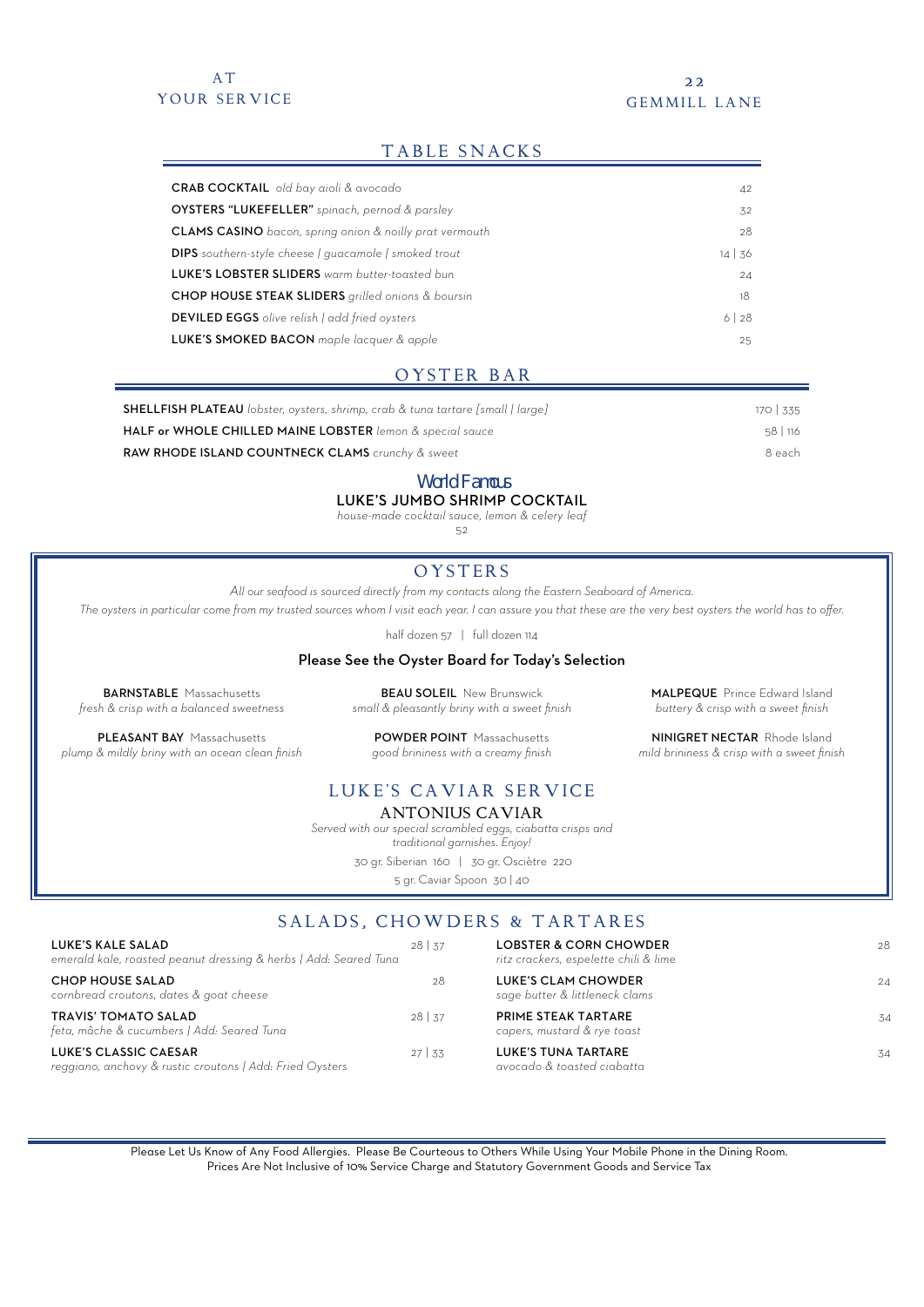AT YOUR SERVICE

22 GEMMILL LANE

## TABLE SNACKS

| Item | Price |
|---|---|
| **CRAB COCKTAIL** *old bay aioli & avocado* | 42 |
| **OYSTERS "LUKEFELLER"** *spinach, pernod & parsley* | 32 |
| **CLAMS CASINO** *bacon, spring onion & noilly prat vermouth* | 28 |
| **DIPS** *southern-style cheese \| guacamole \| smoked trout* | 14 \| 36 |
| **LUKE'S LOBSTER SLIDERS** *warm butter-toasted bun* | 24 |
| **CHOP HOUSE STEAK SLIDERS** *grilled onions & boursin* | 18 |
| **DEVILED EGGS** *olive relish \| add fried oysters* | 6 \| 28 |
| **LUKE'S SMOKED BACON** *maple lacquer & apple* | 25 |

## OYSTER BAR

| Item | Price |
|---|---|
| **SHELLFISH PLATEAU** *lobster, oysters, shrimp, crab & tuna tartare [small \| large]* | 170 \| 335 |
| **HALF or WHOLE CHILLED MAINE LOBSTER** *lemon & special sauce* | 58 \| 116 |
| **RAW RHODE ISLAND COUNTNECK CLAMS** *crunchy & sweet* | 8 each |

*World Famous*

**LUKE'S JUMBO SHRIMP COCKTAIL**

*house-made cocktail sauce, lemon & celery leaf*

52

## OYSTERS

*All our seafood is sourced directly from my contacts along the Eastern Seaboard of America.*

*The oysters in particular come from my trusted sources whom I visit each year. I can assure you that these are the very best oysters the world has to offer.*

half dozen 57 | full dozen 114

**Please See the Oyster Board for Today's Selection**

**BARNSTABLE** Massachusetts
*fresh & crisp with a balanced sweetness*

**BEAU SOLEIL** New Brunswick
*small & pleasantly briny with a sweet finish*

**MALPEQUE** Prince Edward Island
*buttery & crisp with a sweet finish*

**PLEASANT BAY** Massachusetts
*plump & mildly briny with an ocean clean finish*

**POWDER POINT** Massachusetts
*good brininess with a creamy finish*

**NINIGRET NECTAR** Rhode Island
*mild brininess & crisp with a sweet finish*

## LUKE'S CAVIAR SERVICE

### ANTONIUS CAVIAR

*Served with our special scrambled eggs, ciabatta crisps and traditional garnishes. Enjoy!*

30 gr. Siberian 160 | 30 gr. Osciètre 220

5 gr. Caviar Spoon 30 | 40

## SALADS, CHOWDERS & TARTARES

| Item | Price |
|---|---|
| **LUKE'S KALE SALAD** *emerald kale, roasted peanut dressing & herbs \| Add: Seared Tuna* | 28 \| 37 |
| **CHOP HOUSE SALAD** *cornbread croutons, dates & goat cheese* | 28 |
| **TRAVIS' TOMATO SALAD** *feta, mâche & cucumbers \| Add: Seared Tuna* | 28 \| 37 |
| **LUKE'S CLASSIC CAESAR** *reggiano, anchovy & rustic croutons \| Add: Fried Oysters* | 27 \| 33 |
| **LOBSTER & CORN CHOWDER** *ritz crackers, espelette chili & lime* | 28 |
| **LUKE'S CLAM CHOWDER** *sage butter & littleneck clams* | 24 |
| **PRIME STEAK TARTARE** *capers, mustard & rye toast* | 34 |
| **LUKE'S TUNA TARTARE** *avocado & toasted ciabatta* | 34 |

Please Let Us Know of Any Food Allergies. Please Be Courteous to Others While Using Your Mobile Phone in the Dining Room.
Prices Are Not Inclusive of 10% Service Charge and Statutory Government Goods and Service Tax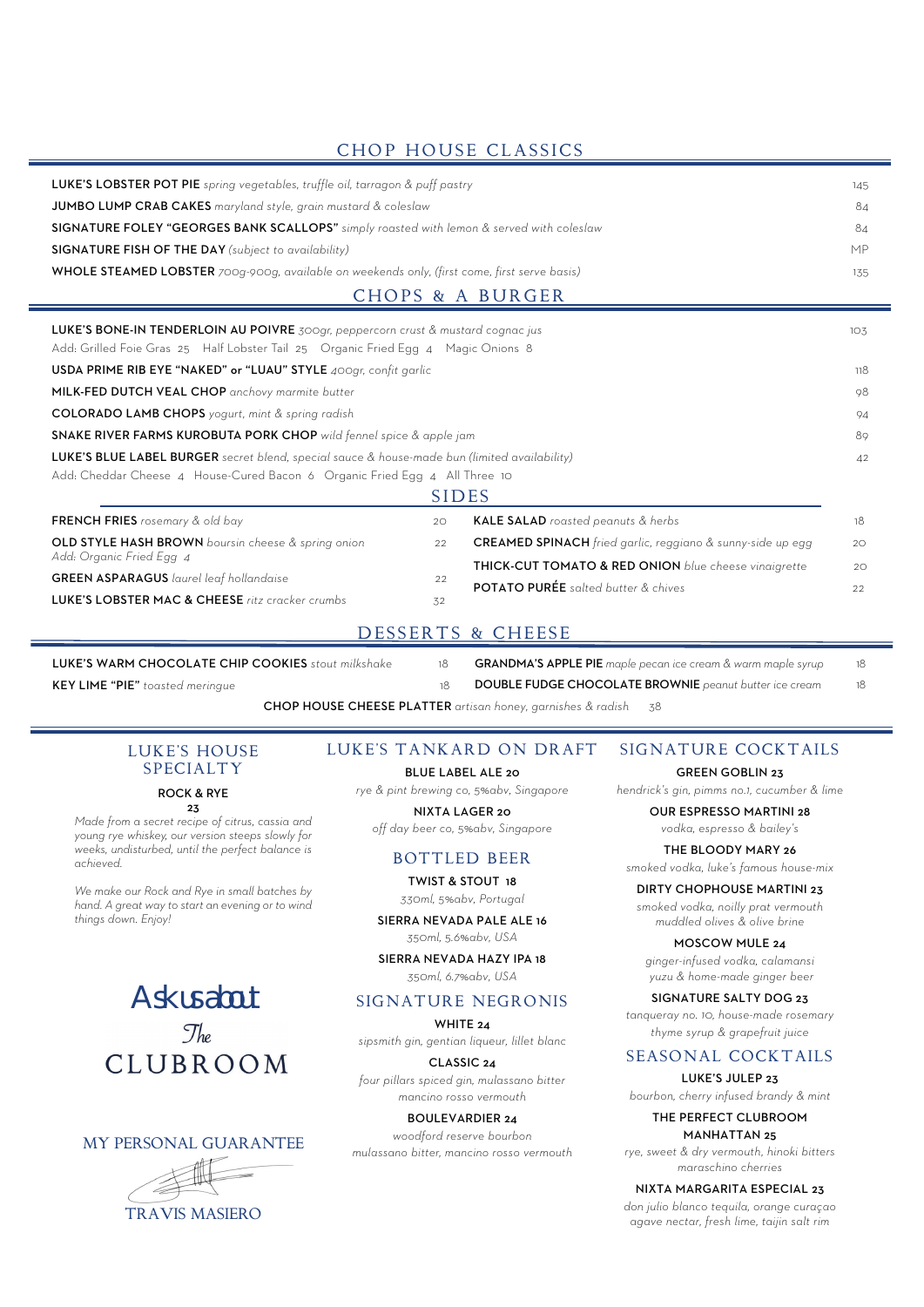## CHOP HOUSE CLASSICS

**LUKE'S LOBSTER POT PIE** *spring vegetables, truffle oil, tarragon & puff pastry* 145

**JUMBO LUMP CRAB CAKES** *maryland style, grain mustard & coleslaw* 84

**SIGNATURE FOLEY "GEORGES BANK SCALLOPS"** *simply roasted with lemon & served with coleslaw* 84

**SIGNATURE FISH OF THE DAY** *(subject to availability)* MP

**WHOLE STEAMED LOBSTER** *700g-900g, available on weekends only, (first come, first serve basis)* 135

## CHOPS & A BURGER

**LUKE'S BONE-IN TENDERLOIN AU POIVRE** *300gr, peppercorn crust & mustard cognac jus* 103
Add: Grilled Foie Gras 25 Half Lobster Tail 25 Organic Fried Egg 4 Magic Onions 8

**USDA PRIME RIB EYE "NAKED" or "LUAU" STYLE** *400gr, confit garlic* 118

**MILK-FED DUTCH VEAL CHOP** *anchovy marmite butter* 98

**COLORADO LAMB CHOPS** *yogurt, mint & spring radish* 94

**SNAKE RIVER FARMS KUROBUTA PORK CHOP** *wild fennel spice & apple jam* 89

**LUKE'S BLUE LABEL BURGER** *secret blend, special sauce & house-made bun (limited availability)* 42
Add: Cheddar Cheese 4 House-Cured Bacon 6 Organic Fried Egg 4 All Three 10

## SIDES

**FRENCH FRIES** *rosemary & old bay* 20

**OLD STYLE HASH BROWN** *boursin cheese & spring onion* 22
*Add: Organic Fried Egg 4*

**GREEN ASPARAGUS** *laurel leaf hollandaise* 22

**LUKE'S LOBSTER MAC & CHEESE** *ritz cracker crumbs* 32

**KALE SALAD** *roasted peanuts & herbs* 18

**CREAMED SPINACH** *fried garlic, reggiano & sunny-side up egg* 20

**THICK-CUT TOMATO & RED ONION** *blue cheese vinaigrette* 20

**POTATO PURÉE** *salted butter & chives* 22

## DESSERTS & CHEESE

**LUKE'S WARM CHOCOLATE CHIP COOKIES** *stout milkshake* 18

**KEY LIME "PIE"** *toasted meringue* 18

**GRANDMA'S APPLE PIE** *maple pecan ice cream & warm maple syrup* 18

**DOUBLE FUDGE CHOCOLATE BROWNIE** *peanut butter ice cream* 18

**CHOP HOUSE CHEESE PLATTER** *artisan honey, garnishes & radish* 38

## LUKE'S HOUSE SPECIALTY

**ROCK & RYE**
**23**

*Made from a secret recipe of citrus, cassia and young rye whiskey, our version steeps slowly for weeks, undisturbed, until the perfect balance is achieved.*

*We make our Rock and Rye in small batches by hand. A great way to start an evening or to wind things down. Enjoy!*

Ask us about *The* CLUBROOM

MY PERSONAL GUARANTEE

TRAVIS MASIERO

## LUKE'S TANKARD ON DRAFT

**BLUE LABEL ALE 20**
*rye & pint brewing co, 5%abv, Singapore*

**NIXTA LAGER 20**
*off day beer co, 5%abv, Singapore*

## BOTTLED BEER

**TWIST & STOUT 18**
*330ml, 5%abv, Portugal*

**SIERRA NEVADA PALE ALE 16**
*350ml, 5.6%abv, USA*

**SIERRA NEVADA HAZY IPA 18**
*350ml, 6.7%abv, USA*

## SIGNATURE NEGRONIS

**WHITE 24**
*sipsmith gin, gentian liqueur, lillet blanc*

**CLASSIC 24**
*four pillars spiced gin, mulassano bitter mancino rosso vermouth*

**BOULEVARDIER 24**
*woodford reserve bourbon mulassano bitter, mancino rosso vermouth*

## SIGNATURE COCKTAILS

**GREEN GOBLIN 23**
*hendrick's gin, pimms no.1, cucumber & lime*

**OUR ESPRESSO MARTINI 28**
*vodka, espresso & bailey's*

**THE BLOODY MARY 26**
*smoked vodka, luke's famous house-mix*

**DIRTY CHOPHOUSE MARTINI 23**
*smoked vodka, noilly prat vermouth muddled olives & olive brine*

**MOSCOW MULE 24**
*ginger-infused vodka, calamansi yuzu & home-made ginger beer*

**SIGNATURE SALTY DOG 23**
*tanqueray no. 10, house-made rosemary thyme syrup & grapefruit juice*

## SEASONAL COCKTAILS

**LUKE'S JULEP 23**
*bourbon, cherry infused brandy & mint*

**THE PERFECT CLUBROOM MANHATTAN 25**
*rye, sweet & dry vermouth, hinoki bitters maraschino cherries*

**NIXTA MARGARITA ESPECIAL 23**
*don julio blanco tequila, orange curaçao agave nectar, fresh lime, taijin salt rim*